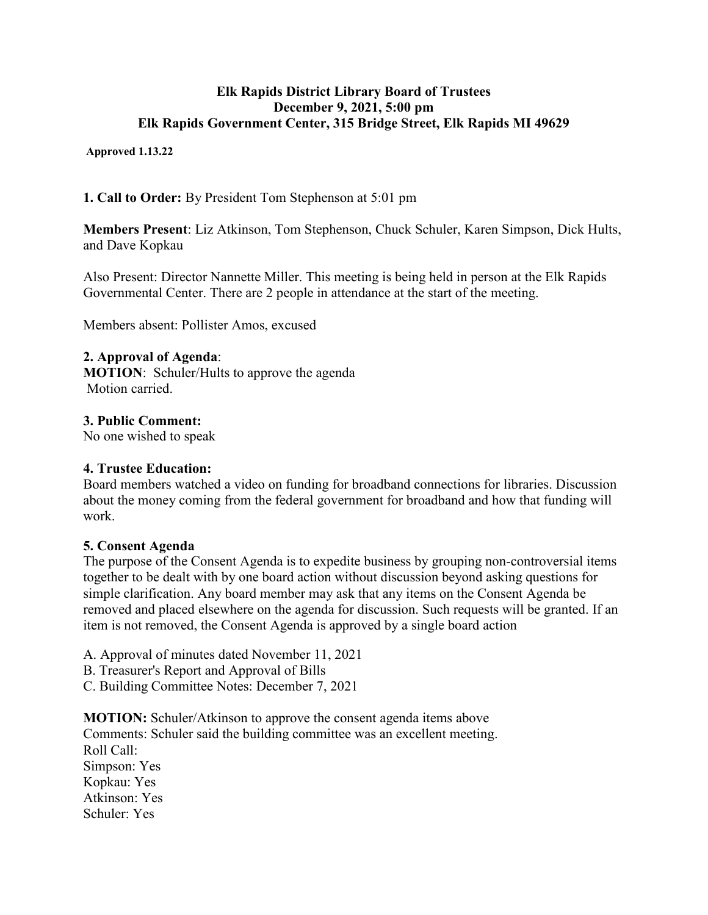**Elk Rapids District Library Board of Trustees**
**December 9, 2021, 5:00 pm**
**Elk Rapids Government Center, 315 Bridge Street, Elk Rapids MI 49629**

**Approved 1.13.22**

**1. Call to Order:** By President Tom Stephenson at 5:01 pm

**Members Present**: Liz Atkinson, Tom Stephenson, Chuck Schuler, Karen Simpson, Dick Hults, and Dave Kopkau

Also Present: Director Nannette Miller. This meeting is being held in person at the Elk Rapids Governmental Center. There are 2 people in attendance at the start of the meeting.

Members absent: Pollister Amos, excused

**2. Approval of Agenda**:
**MOTION**: Schuler/Hults to approve the agenda
Motion carried.

**3. Public Comment:**
No one wished to speak

**4. Trustee Education:**
Board members watched a video on funding for broadband connections for libraries. Discussion about the money coming from the federal government for broadband and how that funding will work.

**5. Consent Agenda**
The purpose of the Consent Agenda is to expedite business by grouping non-controversial items together to be dealt with by one board action without discussion beyond asking questions for simple clarification. Any board member may ask that any items on the Consent Agenda be removed and placed elsewhere on the agenda for discussion. Such requests will be granted. If an item is not removed, the Consent Agenda is approved by a single board action

A. Approval of minutes dated November 11, 2021
B. Treasurer's Report and Approval of Bills
C. Building Committee Notes: December 7, 2021

**MOTION:** Schuler/Atkinson to approve the consent agenda items above
Comments: Schuler said the building committee was an excellent meeting.
Roll Call:
Simpson: Yes
Kopkau: Yes
Atkinson: Yes
Schuler: Yes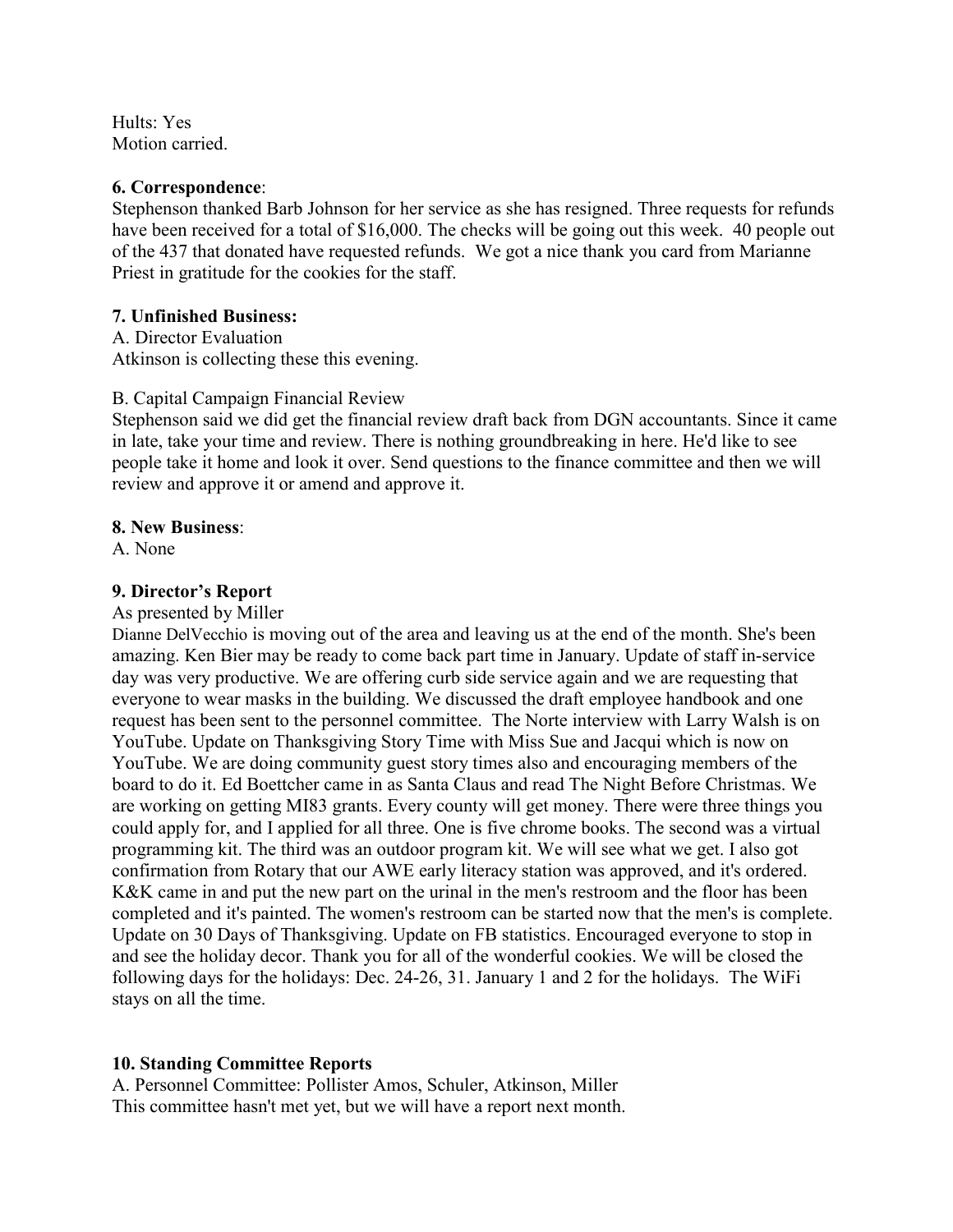Hults: Yes
Motion carried.

**6. Correspondence**:
Stephenson thanked Barb Johnson for her service as she has resigned. Three requests for refunds have been received for a total of $16,000. The checks will be going out this week. 40 people out of the 437 that donated have requested refunds. We got a nice thank you card from Marianne Priest in gratitude for the cookies for the staff.

**7. Unfinished Business:**
A. Director Evaluation
Atkinson is collecting these this evening.

B. Capital Campaign Financial Review
Stephenson said we did get the financial review draft back from DGN accountants. Since it came in late, take your time and review. There is nothing groundbreaking in here. He'd like to see people take it home and look it over. Send questions to the finance committee and then we will review and approve it or amend and approve it.

**8. New Business**:
A. None

**9. Director's Report**
As presented by Miller
Dianne DelVecchio is moving out of the area and leaving us at the end of the month. She's been amazing. Ken Bier may be ready to come back part time in January. Update of staff in-service day was very productive. We are offering curb side service again and we are requesting that everyone to wear masks in the building. We discussed the draft employee handbook and one request has been sent to the personnel committee. The Norte interview with Larry Walsh is on YouTube. Update on Thanksgiving Story Time with Miss Sue and Jacqui which is now on YouTube. We are doing community guest story times also and encouraging members of the board to do it. Ed Boettcher came in as Santa Claus and read The Night Before Christmas. We are working on getting MI83 grants. Every county will get money. There were three things you could apply for, and I applied for all three. One is five chrome books. The second was a virtual programming kit. The third was an outdoor program kit. We will see what we get. I also got confirmation from Rotary that our AWE early literacy station was approved, and it's ordered. K&K came in and put the new part on the urinal in the men's restroom and the floor has been completed and it's painted. The women's restroom can be started now that the men's is complete. Update on 30 Days of Thanksgiving. Update on FB statistics. Encouraged everyone to stop in and see the holiday decor. Thank you for all of the wonderful cookies. We will be closed the following days for the holidays: Dec. 24-26, 31. January 1 and 2 for the holidays. The WiFi stays on all the time.

**10. Standing Committee Reports**
A. Personnel Committee: Pollister Amos, Schuler, Atkinson, Miller
This committee hasn't met yet, but we will have a report next month.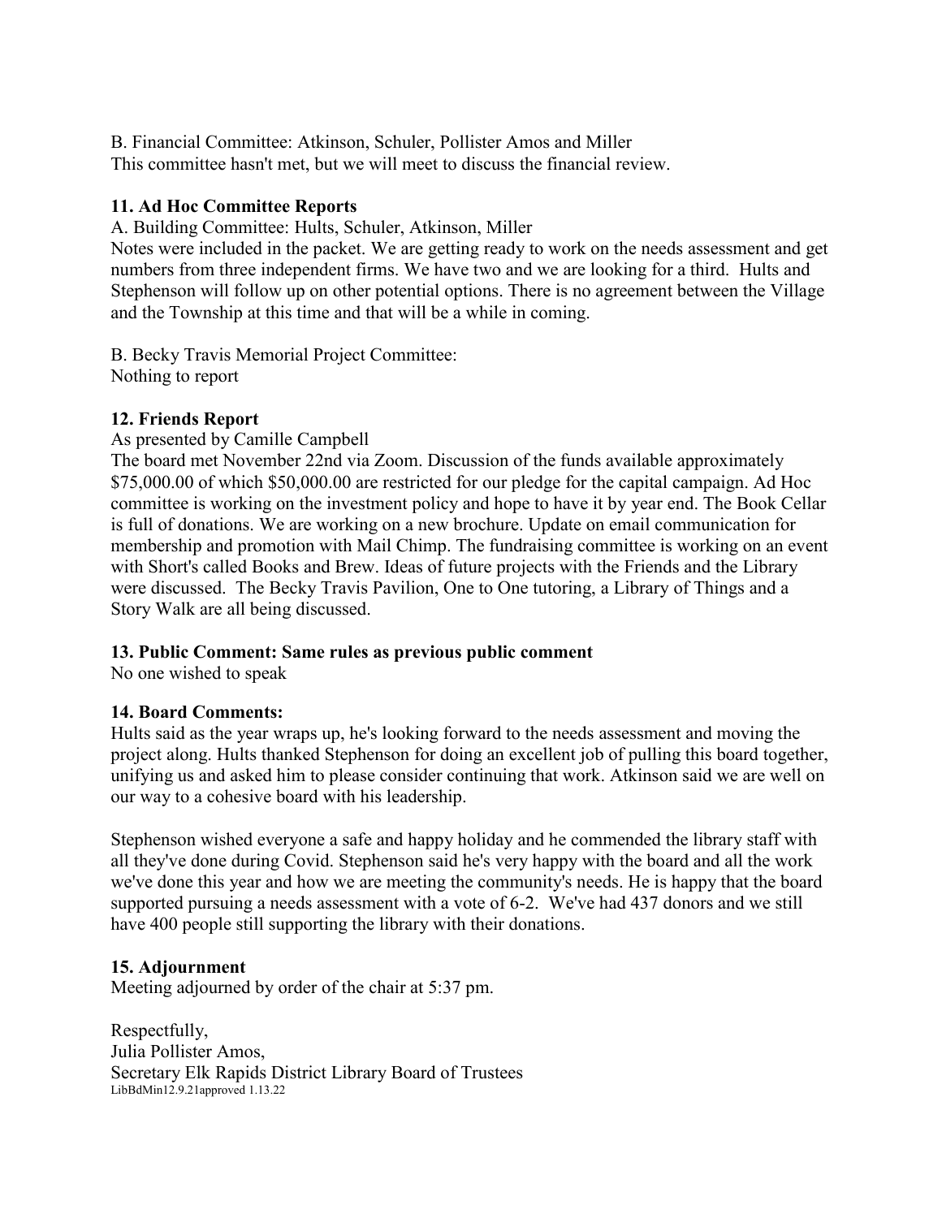B. Financial Committee: Atkinson, Schuler, Pollister Amos and Miller
This committee hasn't met, but we will meet to discuss the financial review.

**11. Ad Hoc Committee Reports**

A. Building Committee: Hults, Schuler, Atkinson, Miller
Notes were included in the packet. We are getting ready to work on the needs assessment and get numbers from three independent firms. We have two and we are looking for a third. Hults and Stephenson will follow up on other potential options. There is no agreement between the Village and the Township at this time and that will be a while in coming.

B. Becky Travis Memorial Project Committee:
Nothing to report

**12. Friends Report**

As presented by Camille Campbell
The board met November 22nd via Zoom. Discussion of the funds available approximately $75,000.00 of which $50,000.00 are restricted for our pledge for the capital campaign. Ad Hoc committee is working on the investment policy and hope to have it by year end. The Book Cellar is full of donations. We are working on a new brochure. Update on email communication for membership and promotion with Mail Chimp. The fundraising committee is working on an event with Short's called Books and Brew. Ideas of future projects with the Friends and the Library were discussed. The Becky Travis Pavilion, One to One tutoring, a Library of Things and a Story Walk are all being discussed.

**13. Public Comment: Same rules as previous public comment**

No one wished to speak

**14. Board Comments:**

Hults said as the year wraps up, he's looking forward to the needs assessment and moving the project along. Hults thanked Stephenson for doing an excellent job of pulling this board together, unifying us and asked him to please consider continuing that work. Atkinson said we are well on our way to a cohesive board with his leadership.

Stephenson wished everyone a safe and happy holiday and he commended the library staff with all they've done during Covid. Stephenson said he's very happy with the board and all the work we've done this year and how we are meeting the community's needs. He is happy that the board supported pursuing a needs assessment with a vote of 6-2. We've had 437 donors and we still have 400 people still supporting the library with their donations.

**15. Adjournment**

Meeting adjourned by order of the chair at 5:37 pm.

Respectfully,
Julia Pollister Amos,
Secretary Elk Rapids District Library Board of Trustees
LibBdMin12.9.21approved 1.13.22